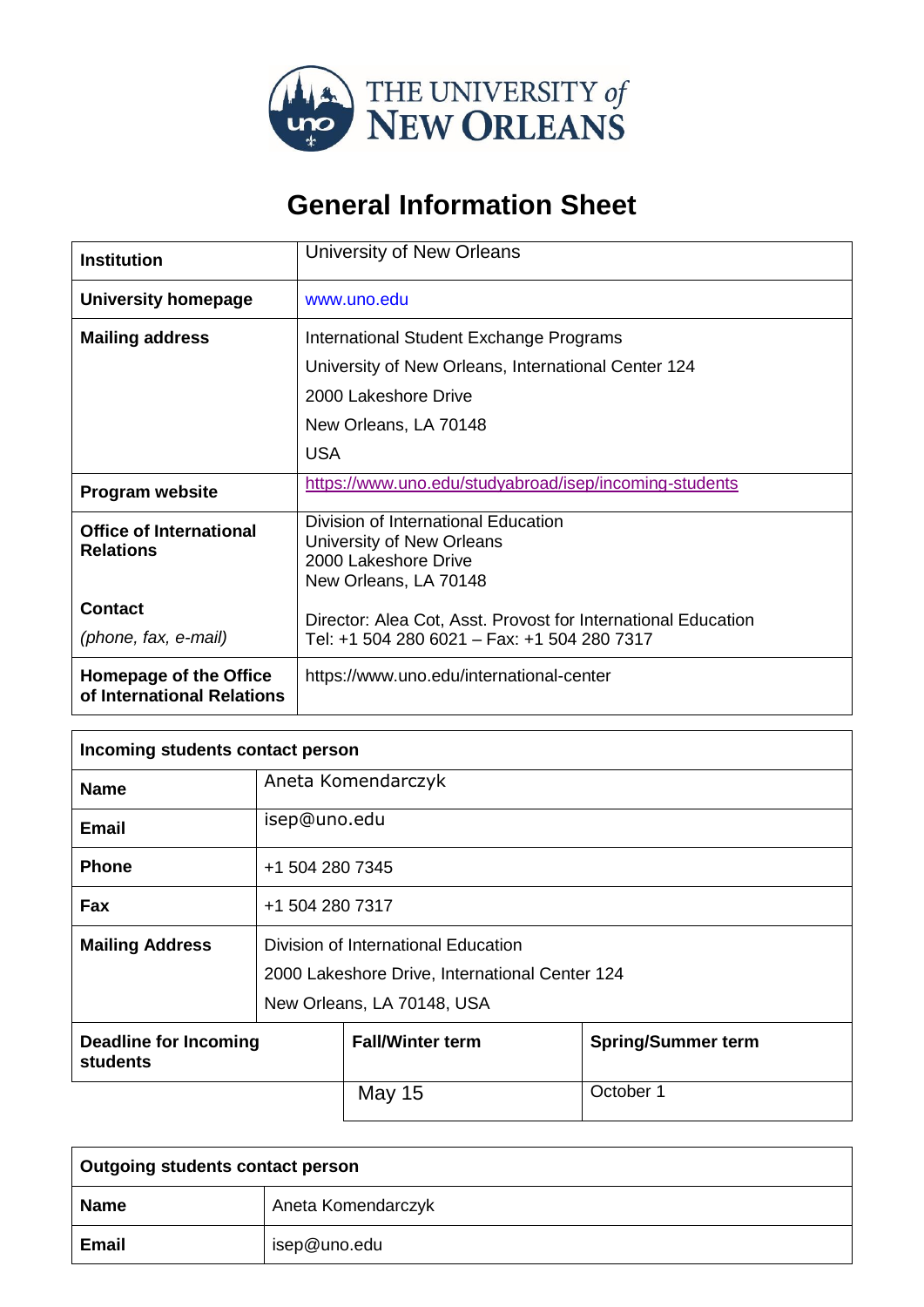THE UNIVERSITY of NEW ORLEANS

# General Information Sheet

| | |
|---|---|
| **Institution** | University of New Orleans |
| **University homepage** | www.uno.edu |
| **Mailing address** | International Student Exchange Programs<br>University of New Orleans, International Center 124<br>2000 Lakeshore Drive<br>New Orleans, LA 70148<br>USA |
| **Program website** | https://www.uno.edu/studyabroad/isep/incoming-students |
| **Office of International Relations**<br><br>**Contact**<br>*(phone, fax, e-mail)* | Division of International Education<br>University of New Orleans<br>2000 Lakeshore Drive<br>New Orleans, LA 70148<br><br>Director: Alea Cot, Asst. Provost for International Education<br>Tel: +1 504 280 6021 – Fax: +1 504 280 7317 |
| **Homepage of the Office of International Relations** | https://www.uno.edu/international-center |

| **Incoming students contact person** | | |
|---|---|---|
| **Name** | Aneta Komendarczyk | |
| **Email** | isep@uno.edu | |
| **Phone** | +1 504 280 7345 | |
| **Fax** | +1 504 280 7317 | |
| **Mailing Address** | Division of International Education<br>2000 Lakeshore Drive, International Center 124<br>New Orleans, LA 70148, USA | |
| **Deadline for Incoming students** | **Fall/Winter term** | **Spring/Summer term** |
| | May 15 | October 1 |

| **Outgoing students contact person** | |
|---|---|
| **Name** | Aneta Komendarczyk |
| **Email** | isep@uno.edu |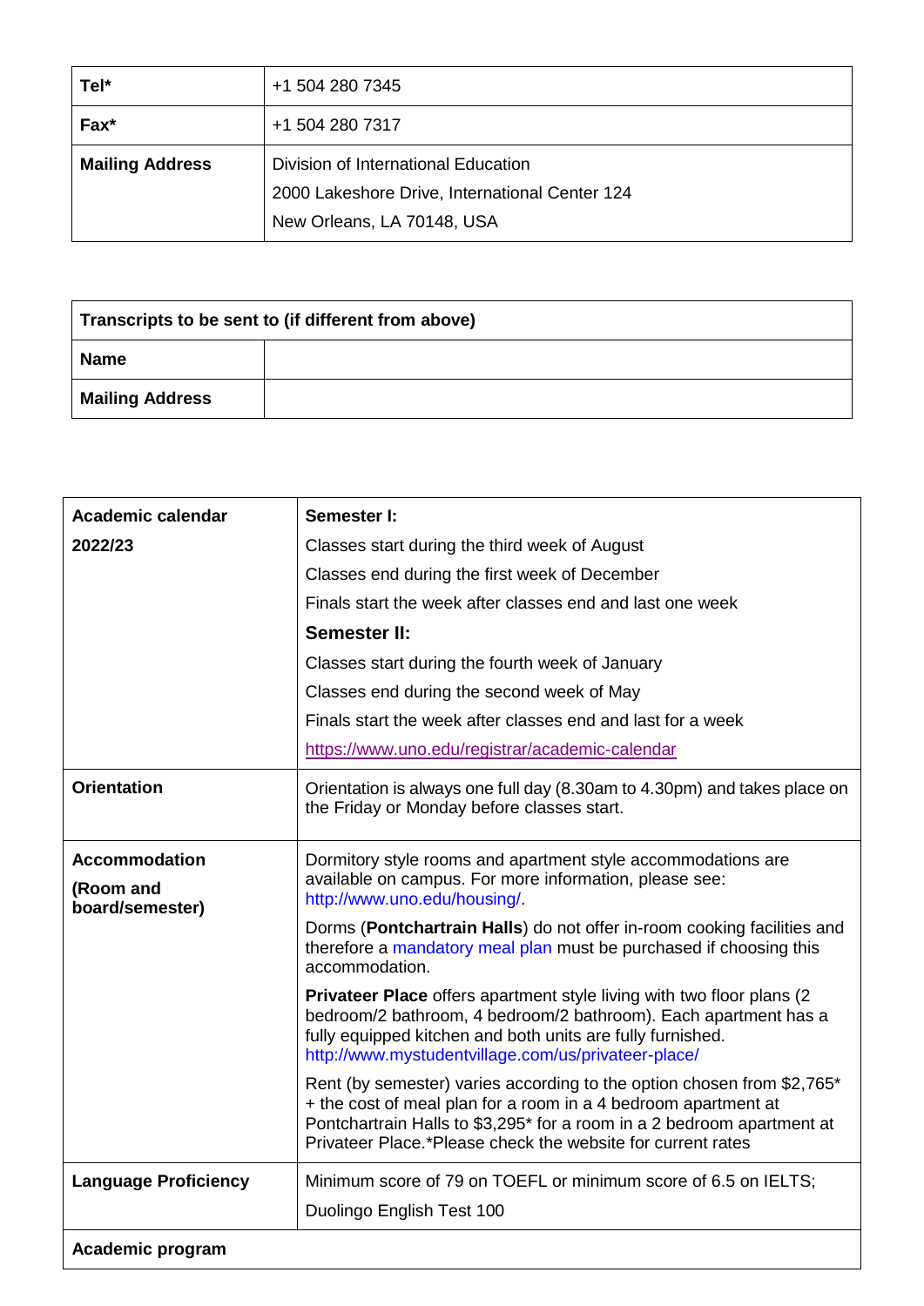| Tel* | +1 504 280 7345 |
| --- | --- |
| Fax* | +1 504 280 7317 |
| **Mailing Address** | Division of International Education<br>2000 Lakeshore Drive, International Center 124<br>New Orleans, LA 70148, USA |

| Transcripts to be sent to (if different from above) | |
| --- | --- |
| **Name** | |
| **Mailing Address** | |

| Academic calendar 2022/23 | Semester I: |
| --- | --- |
| | Classes start during the third week of August<br>Classes end during the first week of December<br>Finals start the week after classes end and last one week<br>**Semester II:**<br>Classes start during the fourth week of January<br>Classes end during the second week of May<br>Finals start the week after classes end and last for a week<br>https://www.uno.edu/registrar/academic-calendar |
| **Orientation** | Orientation is always one full day (8.30am to 4.30pm) and takes place on the Friday or Monday before classes start. |
| **Accommodation (Room and board/semester)** | Dormitory style rooms and apartment style accommodations are available on campus. For more information, please see: http://www.uno.edu/housing/.<br>Dorms (**Pontchartrain Halls**) do not offer in-room cooking facilities and therefore a mandatory meal plan must be purchased if choosing this accommodation.<br>**Privateer Place** offers apartment style living with two floor plans (2 bedroom/2 bathroom, 4 bedroom/2 bathroom). Each apartment has a fully equipped kitchen and both units are fully furnished. http://www.mystudentvillage.com/us/privateer-place/<br>Rent (by semester) varies according to the option chosen from $2,765* + the cost of meal plan for a room in a 4 bedroom apartment at Pontchartrain Halls to $3,295* for a room in a 2 bedroom apartment at Privateer Place.*Please check the website for current rates |
| **Language Proficiency** | Minimum score of 79 on TOEFL or minimum score of 6.5 on IELTS;<br>Duolingo English Test 100 |
| **Academic program** | |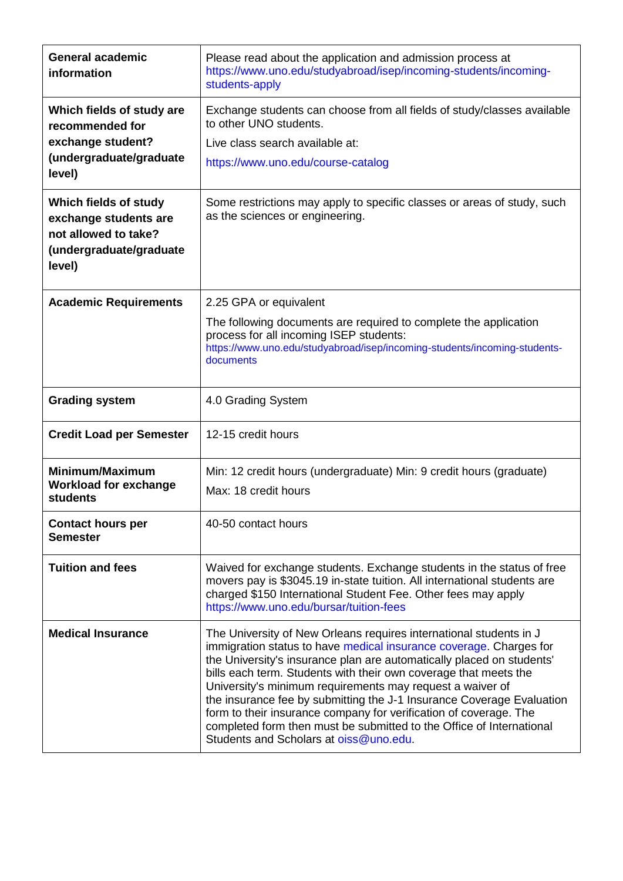| | |
|---|---|
| **General academic information** | Please read about the application and admission process at https://www.uno.edu/studyabroad/isep/incoming-students/incoming-students-apply |
| **Which fields of study are recommended for exchange student? (undergraduate/graduate level)** | Exchange students can choose from all fields of study/classes available to other UNO students.<br>Live class search available at:<br>https://www.uno.edu/course-catalog |
| **Which fields of study exchange students are not allowed to take? (undergraduate/graduate level)** | Some restrictions may apply to specific classes or areas of study, such as the sciences or engineering. |
| **Academic Requirements** | 2.25 GPA or equivalent<br>The following documents are required to complete the application process for all incoming ISEP students: https://www.uno.edu/studyabroad/isep/incoming-students/incoming-students-documents |
| **Grading system** | 4.0 Grading System |
| **Credit Load per Semester** | 12-15 credit hours |
| **Minimum/Maximum Workload for exchange students** | Min: 12 credit hours (undergraduate) Min: 9 credit hours (graduate)<br>Max: 18 credit hours |
| **Contact hours per Semester** | 40-50 contact hours |
| **Tuition and fees** | Waived for exchange students. Exchange students in the status of free movers pay is $3045.19 in-state tuition. All international students are charged $150 International Student Fee. Other fees may apply https://www.uno.edu/bursar/tuition-fees |
| **Medical Insurance** | The University of New Orleans requires international students in J immigration status to have medical insurance coverage. Charges for the University's insurance plan are automatically placed on students' bills each term. Students with their own coverage that meets the University's minimum requirements may request a waiver of the insurance fee by submitting the J-1 Insurance Coverage Evaluation form to their insurance company for verification of coverage. The completed form then must be submitted to the Office of International Students and Scholars at oiss@uno.edu. |